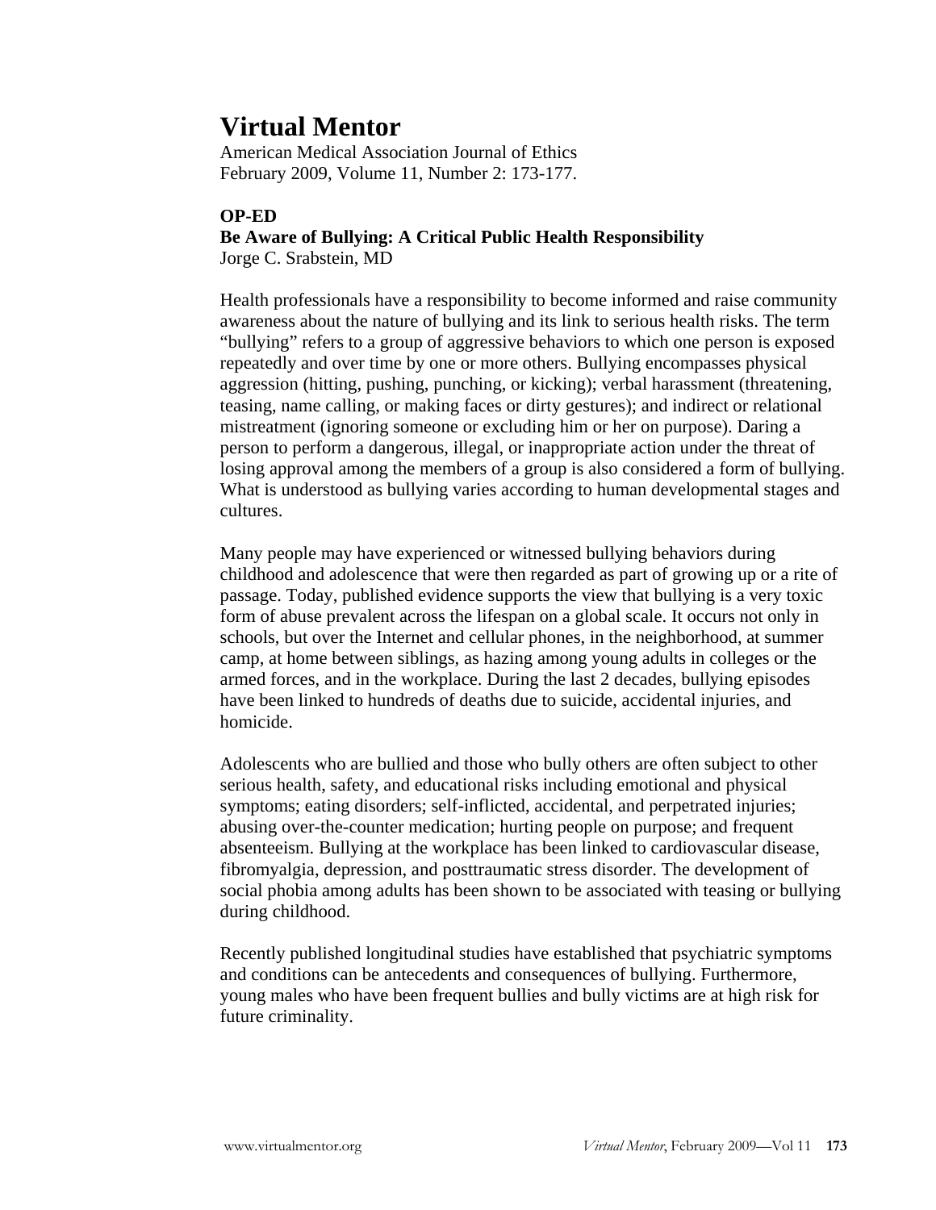# Virtual Mentor

American Medical Association Journal of Ethics
February 2009, Volume 11, Number 2: 173-177.

**OP-ED**

## Be Aware of Bullying: A Critical Public Health Responsibility

Jorge C. Srabstein, MD

Health professionals have a responsibility to become informed and raise community awareness about the nature of bullying and its link to serious health risks. The term "bullying" refers to a group of aggressive behaviors to which one person is exposed repeatedly and over time by one or more others. Bullying encompasses physical aggression (hitting, pushing, punching, or kicking); verbal harassment (threatening, teasing, name calling, or making faces or dirty gestures); and indirect or relational mistreatment (ignoring someone or excluding him or her on purpose). Daring a person to perform a dangerous, illegal, or inappropriate action under the threat of losing approval among the members of a group is also considered a form of bullying. What is understood as bullying varies according to human developmental stages and cultures.

Many people may have experienced or witnessed bullying behaviors during childhood and adolescence that were then regarded as part of growing up or a rite of passage. Today, published evidence supports the view that bullying is a very toxic form of abuse prevalent across the lifespan on a global scale. It occurs not only in schools, but over the Internet and cellular phones, in the neighborhood, at summer camp, at home between siblings, as hazing among young adults in colleges or the armed forces, and in the workplace. During the last 2 decades, bullying episodes have been linked to hundreds of deaths due to suicide, accidental injuries, and homicide.

Adolescents who are bullied and those who bully others are often subject to other serious health, safety, and educational risks including emotional and physical symptoms; eating disorders; self-inflicted, accidental, and perpetrated injuries; abusing over-the-counter medication; hurting people on purpose; and frequent absenteeism. Bullying at the workplace has been linked to cardiovascular disease, fibromyalgia, depression, and posttraumatic stress disorder. The development of social phobia among adults has been shown to be associated with teasing or bullying during childhood.

Recently published longitudinal studies have established that psychiatric symptoms and conditions can be antecedents and consequences of bullying. Furthermore, young males who have been frequent bullies and bully victims are at high risk for future criminality.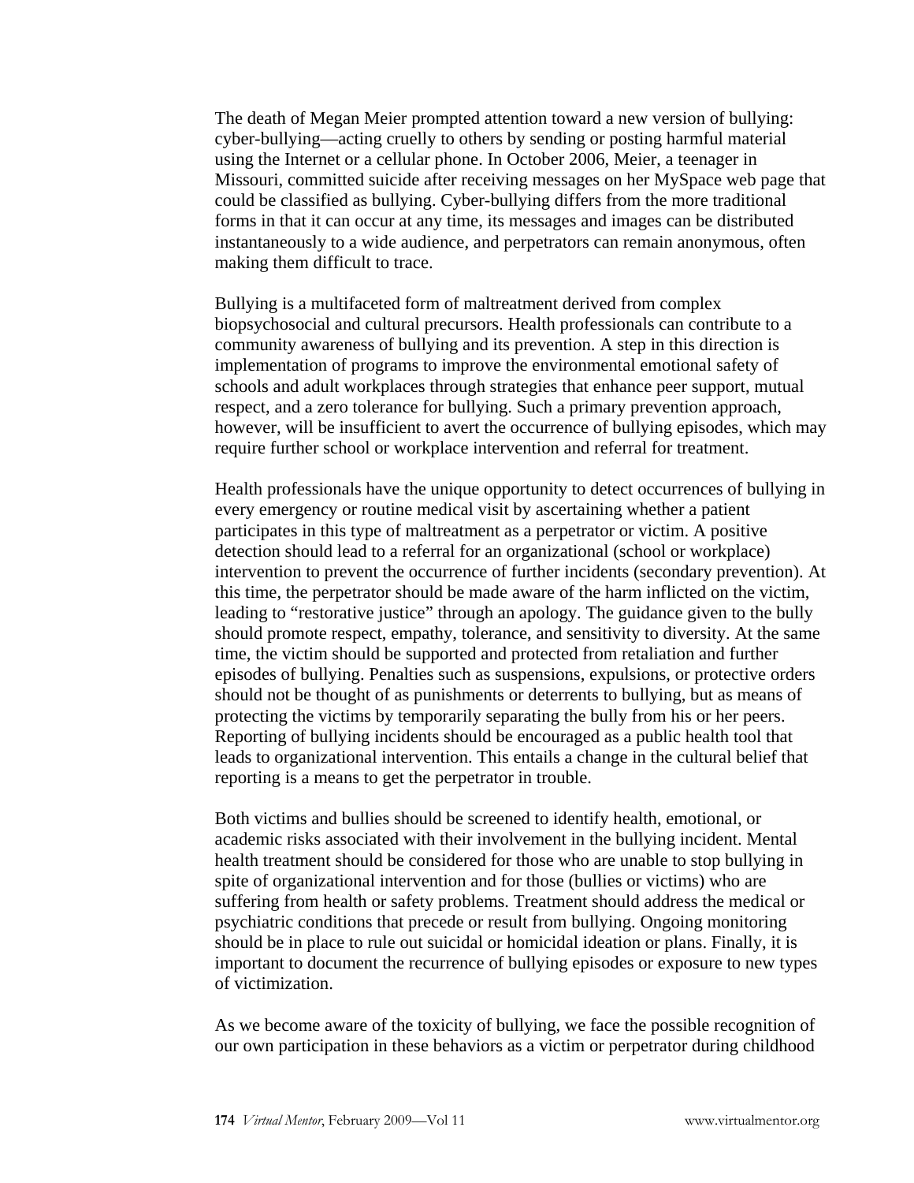The death of Megan Meier prompted attention toward a new version of bullying: cyber-bullying—acting cruelly to others by sending or posting harmful material using the Internet or a cellular phone. In October 2006, Meier, a teenager in Missouri, committed suicide after receiving messages on her MySpace web page that could be classified as bullying. Cyber-bullying differs from the more traditional forms in that it can occur at any time, its messages and images can be distributed instantaneously to a wide audience, and perpetrators can remain anonymous, often making them difficult to trace.

Bullying is a multifaceted form of maltreatment derived from complex biopsychosocial and cultural precursors. Health professionals can contribute to a community awareness of bullying and its prevention. A step in this direction is implementation of programs to improve the environmental emotional safety of schools and adult workplaces through strategies that enhance peer support, mutual respect, and a zero tolerance for bullying. Such a primary prevention approach, however, will be insufficient to avert the occurrence of bullying episodes, which may require further school or workplace intervention and referral for treatment.

Health professionals have the unique opportunity to detect occurrences of bullying in every emergency or routine medical visit by ascertaining whether a patient participates in this type of maltreatment as a perpetrator or victim. A positive detection should lead to a referral for an organizational (school or workplace) intervention to prevent the occurrence of further incidents (secondary prevention). At this time, the perpetrator should be made aware of the harm inflicted on the victim, leading to "restorative justice" through an apology. The guidance given to the bully should promote respect, empathy, tolerance, and sensitivity to diversity. At the same time, the victim should be supported and protected from retaliation and further episodes of bullying. Penalties such as suspensions, expulsions, or protective orders should not be thought of as punishments or deterrents to bullying, but as means of protecting the victims by temporarily separating the bully from his or her peers. Reporting of bullying incidents should be encouraged as a public health tool that leads to organizational intervention. This entails a change in the cultural belief that reporting is a means to get the perpetrator in trouble.

Both victims and bullies should be screened to identify health, emotional, or academic risks associated with their involvement in the bullying incident. Mental health treatment should be considered for those who are unable to stop bullying in spite of organizational intervention and for those (bullies or victims) who are suffering from health or safety problems. Treatment should address the medical or psychiatric conditions that precede or result from bullying. Ongoing monitoring should be in place to rule out suicidal or homicidal ideation or plans. Finally, it is important to document the recurrence of bullying episodes or exposure to new types of victimization.

As we become aware of the toxicity of bullying, we face the possible recognition of our own participation in these behaviors as a victim or perpetrator during childhood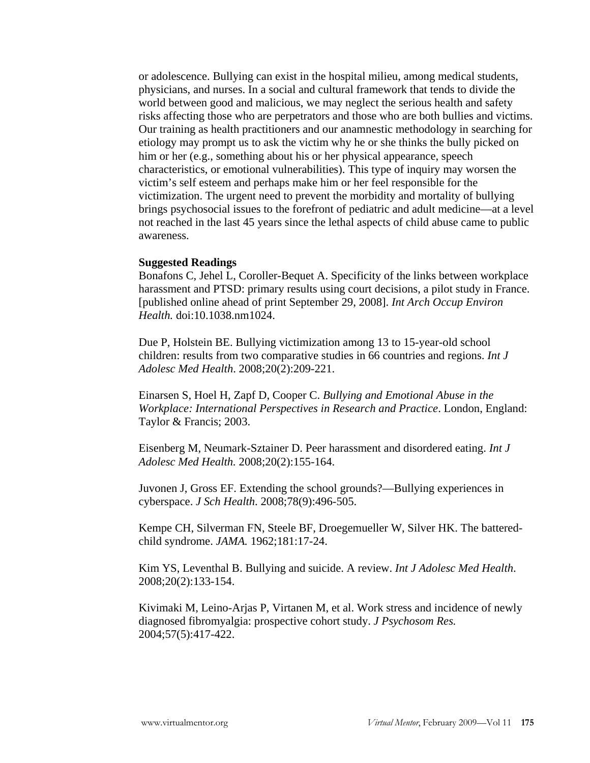or adolescence. Bullying can exist in the hospital milieu, among medical students, physicians, and nurses. In a social and cultural framework that tends to divide the world between good and malicious, we may neglect the serious health and safety risks affecting those who are perpetrators and those who are both bullies and victims. Our training as health practitioners and our anamnestic methodology in searching for etiology may prompt us to ask the victim why he or she thinks the bully picked on him or her (e.g., something about his or her physical appearance, speech characteristics, or emotional vulnerabilities). This type of inquiry may worsen the victim's self esteem and perhaps make him or her feel responsible for the victimization. The urgent need to prevent the morbidity and mortality of bullying brings psychosocial issues to the forefront of pediatric and adult medicine—at a level not reached in the last 45 years since the lethal aspects of child abuse came to public awareness.

**Suggested Readings**

Bonafons C, Jehel L, Coroller-Bequet A. Specificity of the links between workplace harassment and PTSD: primary results using court decisions, a pilot study in France. [published online ahead of print September 29, 2008]. *Int Arch Occup Environ Health.* doi:10.1038.nm1024.

Due P, Holstein BE. Bullying victimization among 13 to 15-year-old school children: results from two comparative studies in 66 countries and regions. *Int J Adolesc Med Health*. 2008;20(2):209-221.

Einarsen S, Hoel H, Zapf D, Cooper C. *Bullying and Emotional Abuse in the Workplace: International Perspectives in Research and Practice*. London, England: Taylor & Francis; 2003.

Eisenberg M, Neumark-Sztainer D. Peer harassment and disordered eating. *Int J Adolesc Med Health.* 2008;20(2):155-164.

Juvonen J, Gross EF. Extending the school grounds?—Bullying experiences in cyberspace. *J Sch Health*. 2008;78(9):496-505.

Kempe CH, Silverman FN, Steele BF, Droegemueller W, Silver HK. The battered-child syndrome. *JAMA.* 1962;181:17-24.

Kim YS, Leventhal B. Bullying and suicide. A review. *Int J Adolesc Med Health*. 2008;20(2):133-154.

Kivimaki M, Leino-Arjas P, Virtanen M, et al. Work stress and incidence of newly diagnosed fibromyalgia: prospective cohort study. *J Psychosom Res.* 2004;57(5):417-422.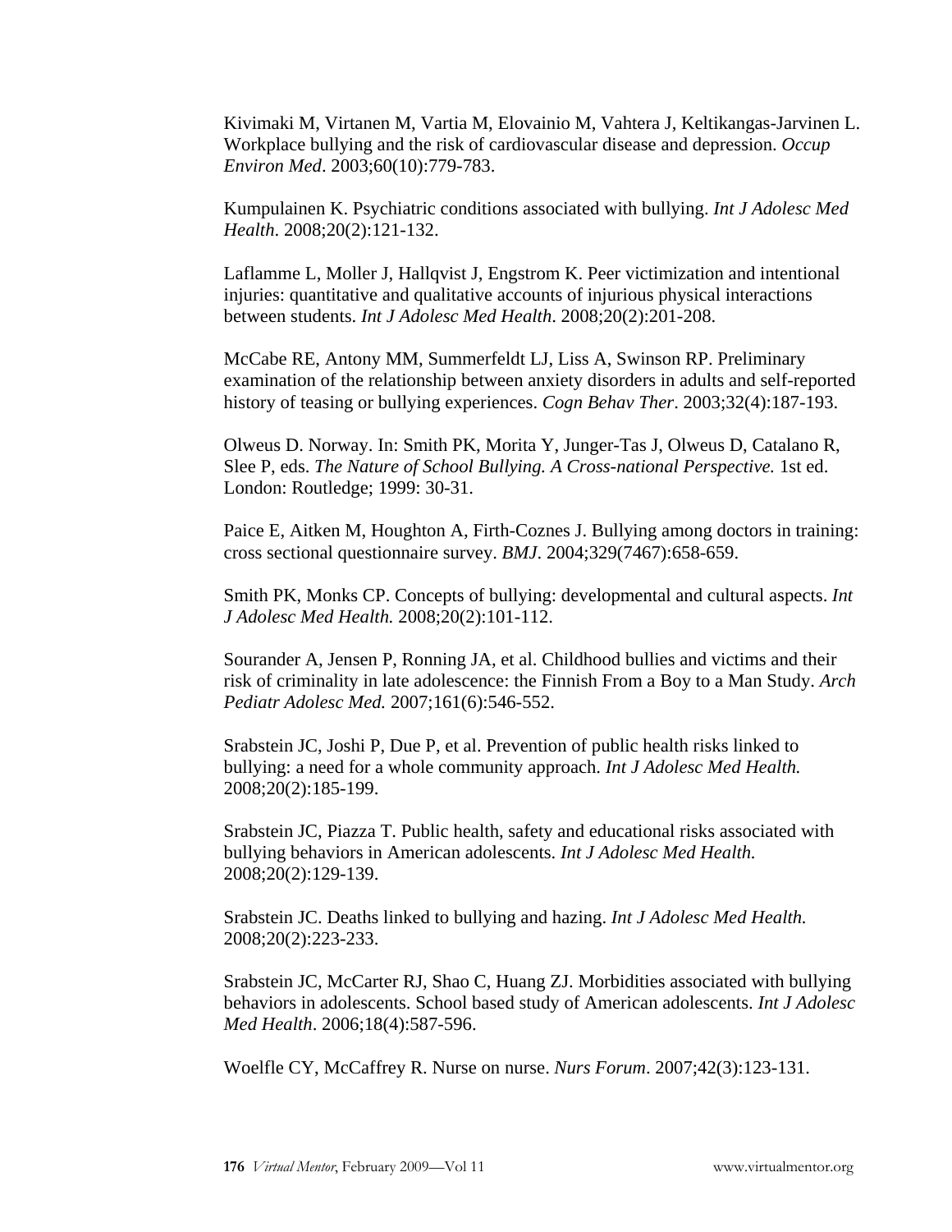Kivimaki M, Virtanen M, Vartia M, Elovainio M, Vahtera J, Keltikangas-Jarvinen L. Workplace bullying and the risk of cardiovascular disease and depression. *Occup Environ Med*. 2003;60(10):779-783.

Kumpulainen K. Psychiatric conditions associated with bullying. *Int J Adolesc Med Health*. 2008;20(2):121-132.

Laflamme L, Moller J, Hallqvist J, Engstrom K. Peer victimization and intentional injuries: quantitative and qualitative accounts of injurious physical interactions between students. *Int J Adolesc Med Health*. 2008;20(2):201-208.

McCabe RE, Antony MM, Summerfeldt LJ, Liss A, Swinson RP. Preliminary examination of the relationship between anxiety disorders in adults and self-reported history of teasing or bullying experiences. *Cogn Behav Ther*. 2003;32(4):187-193.

Olweus D. Norway. In: Smith PK, Morita Y, Junger-Tas J, Olweus D, Catalano R, Slee P, eds. *The Nature of School Bullying. A Cross-national Perspective.* 1st ed. London: Routledge; 1999: 30-31.

Paice E, Aitken M, Houghton A, Firth-Coznes J. Bullying among doctors in training: cross sectional questionnaire survey. *BMJ*. 2004;329(7467):658-659.

Smith PK, Monks CP. Concepts of bullying: developmental and cultural aspects. *Int J Adolesc Med Health.* 2008;20(2):101-112.

Sourander A, Jensen P, Ronning JA, et al. Childhood bullies and victims and their risk of criminality in late adolescence: the Finnish From a Boy to a Man Study. *Arch Pediatr Adolesc Med.* 2007;161(6):546-552.

Srabstein JC, Joshi P, Due P, et al. Prevention of public health risks linked to bullying: a need for a whole community approach. *Int J Adolesc Med Health.* 2008;20(2):185-199.

Srabstein JC, Piazza T. Public health, safety and educational risks associated with bullying behaviors in American adolescents. *Int J Adolesc Med Health.* 2008;20(2):129-139.

Srabstein JC. Deaths linked to bullying and hazing. *Int J Adolesc Med Health.* 2008;20(2):223-233.

Srabstein JC, McCarter RJ, Shao C, Huang ZJ. Morbidities associated with bullying behaviors in adolescents. School based study of American adolescents. *Int J Adolesc Med Health*. 2006;18(4):587-596.

Woelfle CY, McCaffrey R. Nurse on nurse. *Nurs Forum*. 2007;42(3):123-131.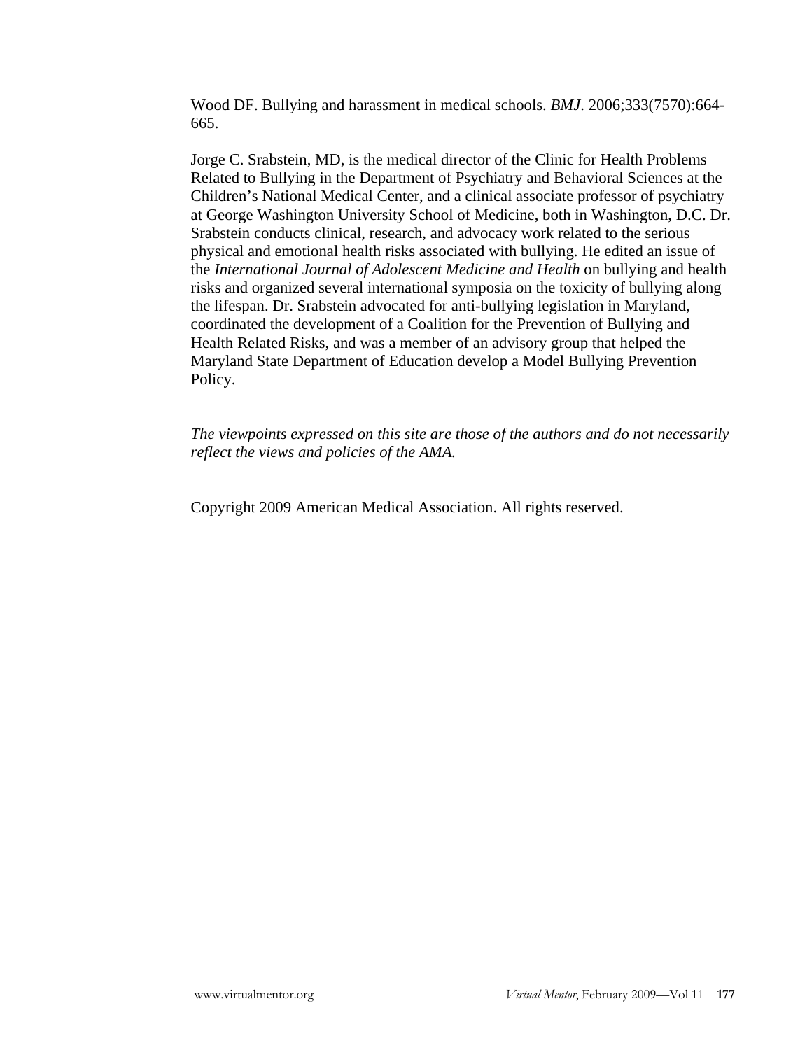Wood DF. Bullying and harassment in medical schools. *BMJ*. 2006;333(7570):664-665.

Jorge C. Srabstein, MD, is the medical director of the Clinic for Health Problems Related to Bullying in the Department of Psychiatry and Behavioral Sciences at the Children's National Medical Center, and a clinical associate professor of psychiatry at George Washington University School of Medicine, both in Washington, D.C. Dr. Srabstein conducts clinical, research, and advocacy work related to the serious physical and emotional health risks associated with bullying. He edited an issue of the *International Journal of Adolescent Medicine and Health* on bullying and health risks and organized several international symposia on the toxicity of bullying along the lifespan. Dr. Srabstein advocated for anti-bullying legislation in Maryland, coordinated the development of a Coalition for the Prevention of Bullying and Health Related Risks, and was a member of an advisory group that helped the Maryland State Department of Education develop a Model Bullying Prevention Policy.

*The viewpoints expressed on this site are those of the authors and do not necessarily reflect the views and policies of the AMA.*

Copyright 2009 American Medical Association. All rights reserved.